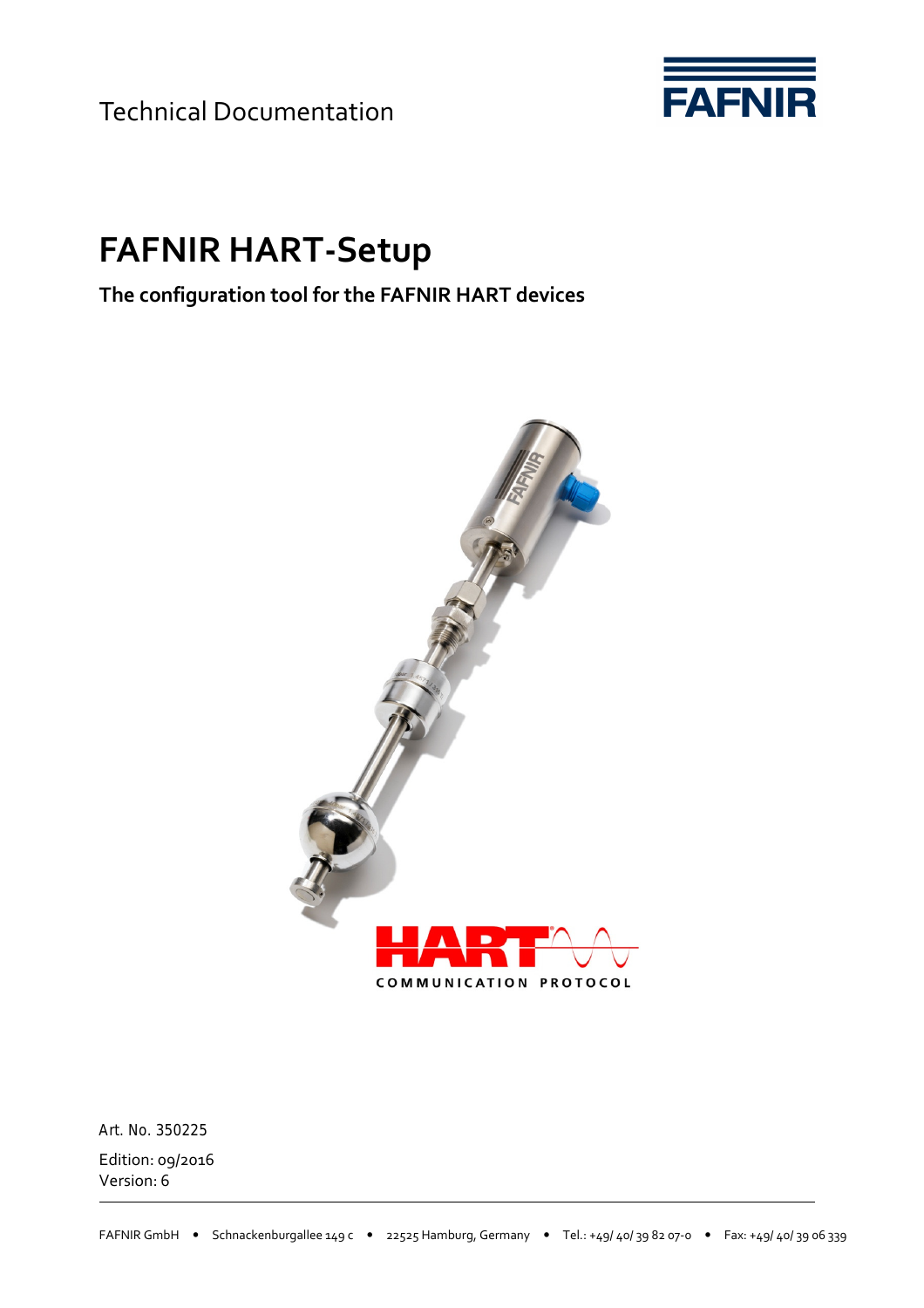Technical Documentation

# FAFNIR HART-Setup

## The configuration tool for the FAFNIR HART devices

Art. No. 350225

Edition: 09/2016
Version: 6

FAFNIR GmbH • Schnackenburgallee 149 c • 22525 Hamburg, Germany • Tel.: +49/ 40/ 39 82 07-0 • Fax: +49/ 40/ 39 06 339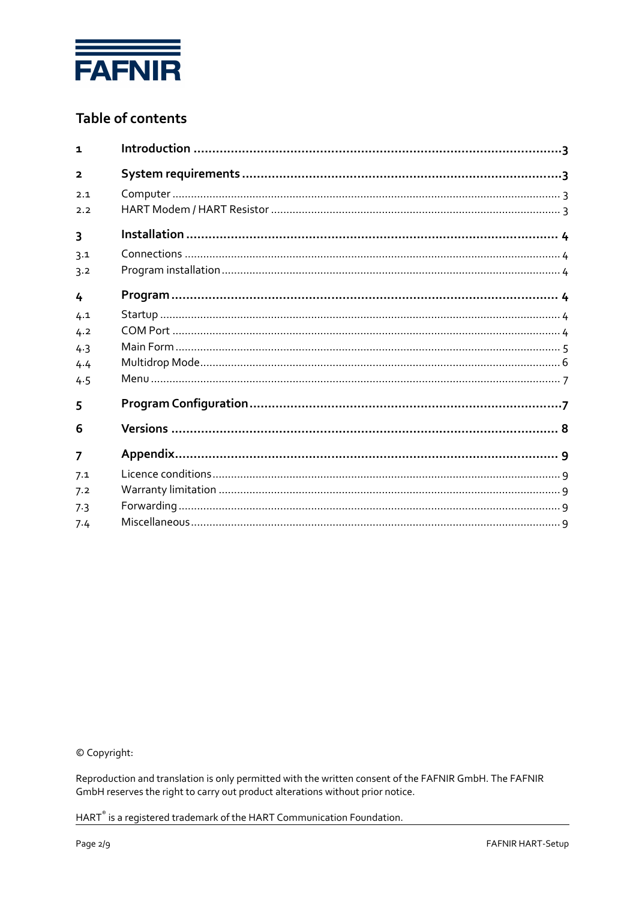FAFNIR

## Table of contents

| | | |
|---|---|---|
| **1** | **Introduction** | **3** |
| **2** | **System requirements** | **3** |
| 2.1 | Computer | 3 |
| 2.2 | HART Modem / HART Resistor | 3 |
| **3** | **Installation** | **4** |
| 3.1 | Connections | 4 |
| 3.2 | Program installation | 4 |
| **4** | **Program** | **4** |
| 4.1 | Startup | 4 |
| 4.2 | COM Port | 4 |
| 4.3 | Main Form | 5 |
| 4.4 | Multidrop Mode | 6 |
| 4.5 | Menu | 7 |
| **5** | **Program Configuration** | **7** |
| **6** | **Versions** | **8** |
| **7** | **Appendix** | **9** |
| 7.1 | Licence conditions | 9 |
| 7.2 | Warranty limitation | 9 |
| 7.3 | Forwarding | 9 |
| 7.4 | Miscellaneous | 9 |

© Copyright:

Reproduction and translation is only permitted with the written consent of the FAFNIR GmbH. The FAFNIR GmbH reserves the right to carry out product alterations without prior notice.

HART® is a registered trademark of the HART Communication Foundation.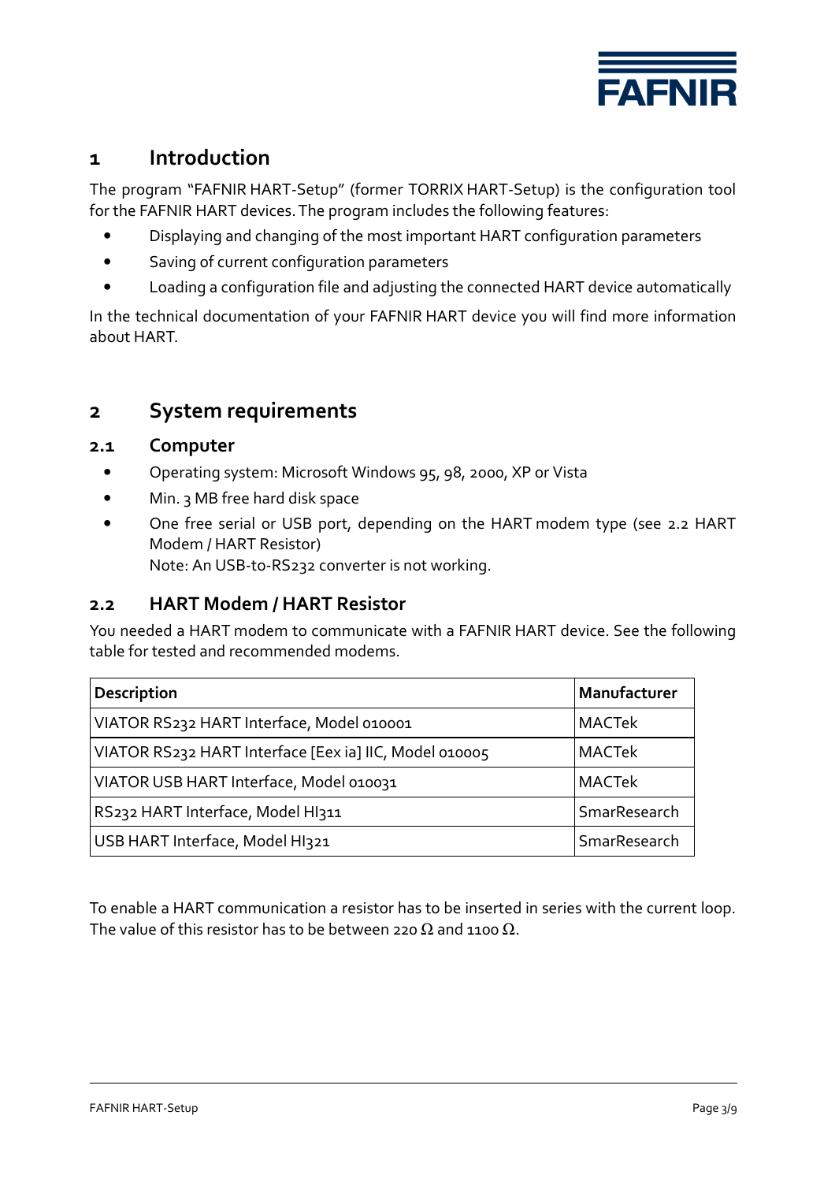# 1 Introduction

The program "FAFNIR HART-Setup" (former TORRIX HART-Setup) is the configuration tool for the FAFNIR HART devices. The program includes the following features:

- Displaying and changing of the most important HART configuration parameters
- Saving of current configuration parameters
- Loading a configuration file and adjusting the connected HART device automatically

In the technical documentation of your FAFNIR HART device you will find more information about HART.

# 2 System requirements

## 2.1 Computer

- Operating system: Microsoft Windows 95, 98, 2000, XP or Vista
- Min. 3 MB free hard disk space
- One free serial or USB port, depending on the HART modem type (see 2.2 HART Modem / HART Resistor)
  Note: An USB-to-RS232 converter is not working.

## 2.2 HART Modem / HART Resistor

You needed a HART modem to communicate with a FAFNIR HART device. See the following table for tested and recommended modems.

| Description | Manufacturer |
|---|---|
| VIATOR RS232 HART Interface, Model 010001 | MACTek |
| VIATOR RS232 HART Interface [Eex ia] IIC, Model 010005 | MACTek |
| VIATOR USB HART Interface, Model 010031 | MACTek |
| RS232 HART Interface, Model HI311 | SmarResearch |
| USB HART Interface, Model HI321 | SmarResearch |

To enable a HART communication a resistor has to be inserted in series with the current loop. The value of this resistor has to be between 220 Ω and 1100 Ω.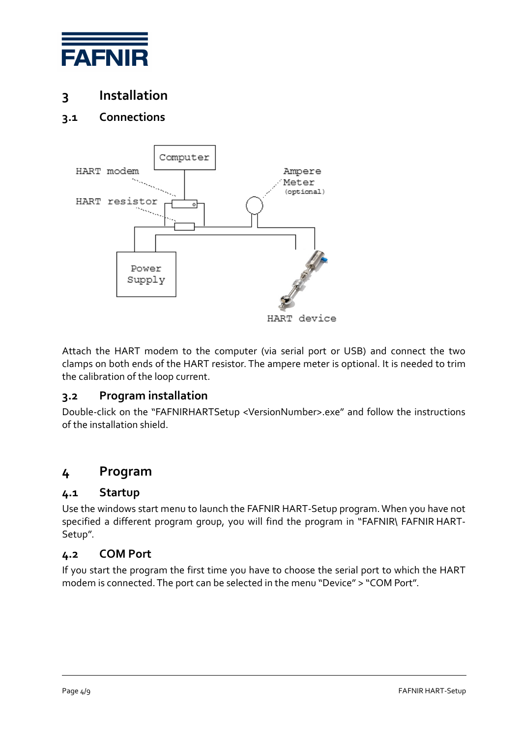# 3 Installation

## 3.1 Connections

Attach the HART modem to the computer (via serial port or USB) and connect the two clamps on both ends of the HART resistor. The ampere meter is optional. It is needed to trim the calibration of the loop current.

## 3.2 Program installation

Double-click on the "FAFNIRHARTSetup <VersionNumber>.exe" and follow the instructions of the installation shield.

# 4 Program

## 4.1 Startup

Use the windows start menu to launch the FAFNIR HART-Setup program. When you have not specified a different program group, you will find the program in "FAFNIR\ FAFNIR HART-Setup".

## 4.2 COM Port

If you start the program the first time you have to choose the serial port to which the HART modem is connected. The port can be selected in the menu "Device" > "COM Port".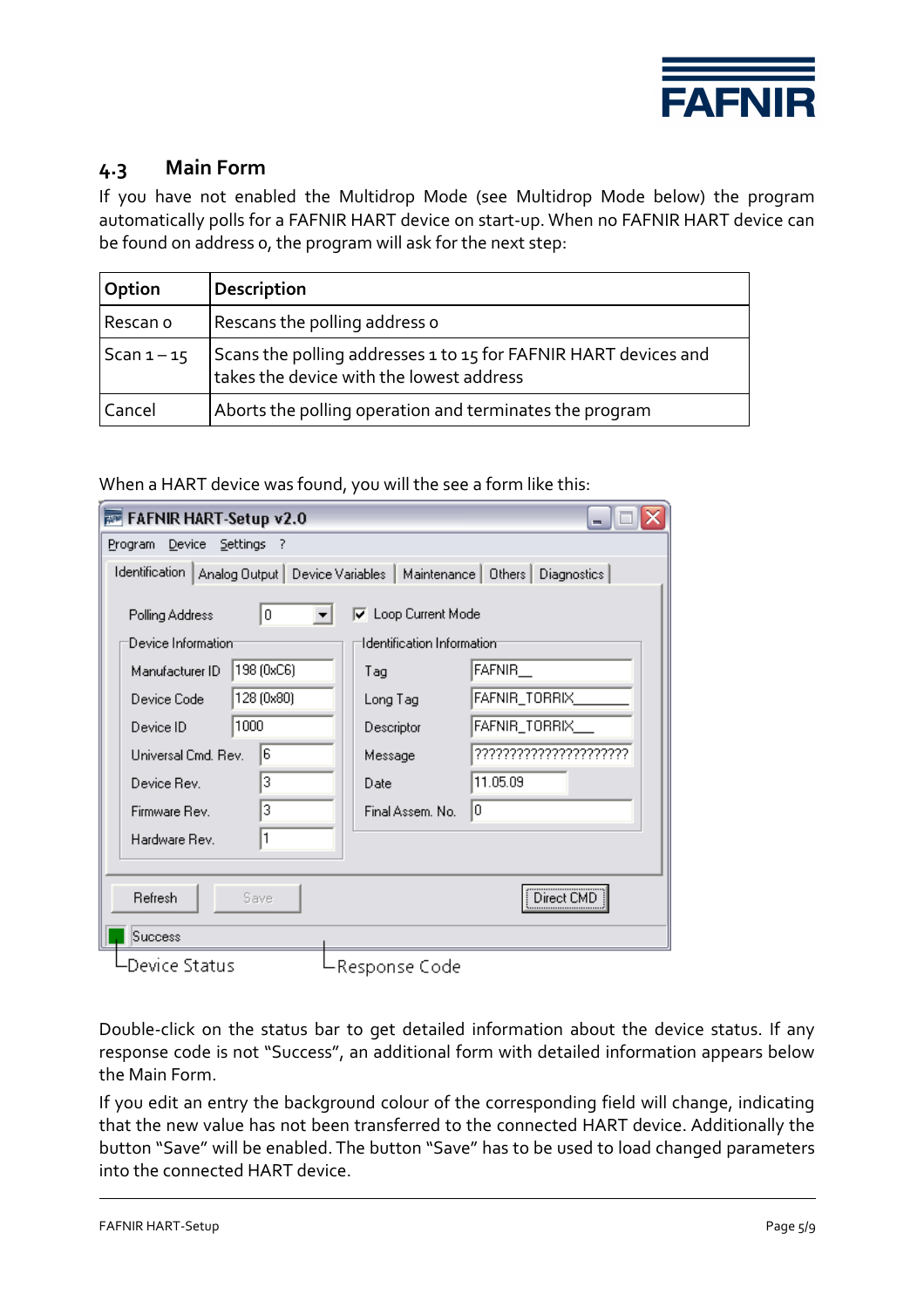## 4.3 Main Form

If you have not enabled the Multidrop Mode (see Multidrop Mode below) the program automatically polls for a FAFNIR HART device on start-up. When no FAFNIR HART device can be found on address 0, the program will ask for the next step:

| Option | Description |
|---|---|
| Rescan 0 | Rescans the polling address 0 |
| Scan 1 – 15 | Scans the polling addresses 1 to 15 for FAFNIR HART devices and takes the device with the lowest address |
| Cancel | Aborts the polling operation and terminates the program |

When a HART device was found, you will the see a form like this:

Device Status    Response Code

Double-click on the status bar to get detailed information about the device status. If any response code is not "Success", an additional form with detailed information appears below the Main Form.

If you edit an entry the background colour of the corresponding field will change, indicating that the new value has not been transferred to the connected HART device. Additionally the button "Save" will be enabled. The button "Save" has to be used to load changed parameters into the connected HART device.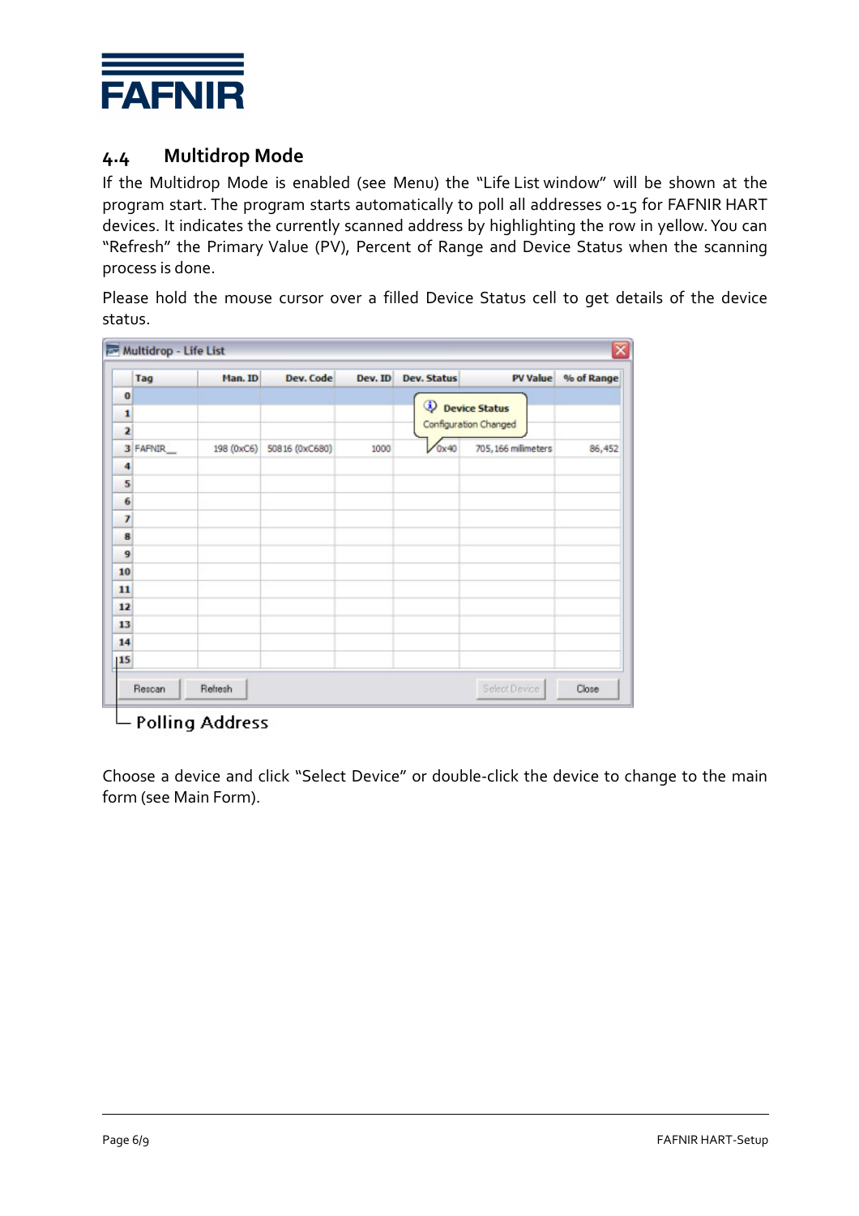## 4.4 Multidrop Mode

If the Multidrop Mode is enabled (see Menu) the "Life List window" will be shown at the program start. The program starts automatically to poll all addresses 0-15 for FAFNIR HART devices. It indicates the currently scanned address by highlighting the row in yellow. You can "Refresh" the Primary Value (PV), Percent of Range and Device Status when the scanning process is done.

Please hold the mouse cursor over a filled Device Status cell to get details of the device status.

Multidrop - Life List

| | Tag | Man. ID | Dev. Code | Dev. ID | Dev. Status | PV Value | % of Range |
|---|---|---|---|---|---|---|---|
| 0 | | | | | | | |
| 1 | | | | | | | |
| 2 | | | | | | | |
| 3 | FAFNIR__ | 198 (0xC6) | 50816 (0xC680) | 1000 | 0x40 | 705,166 millimeters | 86,452 |
| 4 | | | | | | | |
| 5 | | | | | | | |
| 6 | | | | | | | |
| 7 | | | | | | | |
| 8 | | | | | | | |
| 9 | | | | | | | |
| 10 | | | | | | | |
| 11 | | | | | | | |
| 12 | | | | | | | |
| 13 | | | | | | | |
| 14 | | | | | | | |
| 15 | | | | | | | |

Device Status: Configuration Changed

Rescan | Refresh | Select Device | Close

Polling Address

Choose a device and click "Select Device" or double-click the device to change to the main form (see Main Form).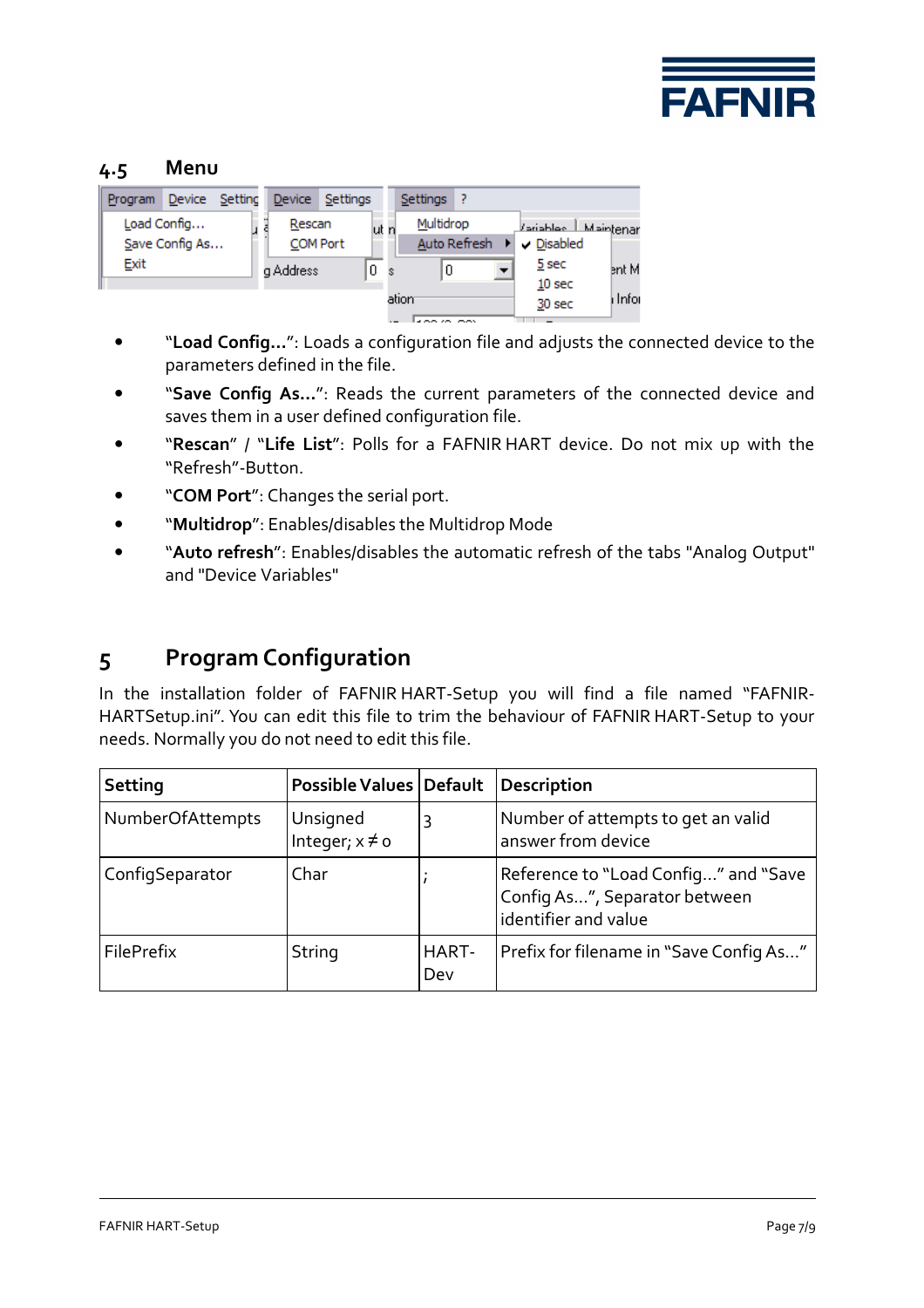## 4.5 Menu

- “**Load Config...**”: Loads a configuration file and adjusts the connected device to the parameters defined in the file.
- “**Save Config As...**”: Reads the current parameters of the connected device and saves them in a user defined configuration file.
- “**Rescan**” / “**Life List**”: Polls for a FAFNIR HART device. Do not mix up with the “Refresh”-Button.
- “**COM Port**”: Changes the serial port.
- “**Multidrop**”: Enables/disables the Multidrop Mode
- “**Auto refresh**”: Enables/disables the automatic refresh of the tabs "Analog Output" and "Device Variables"

# 5 Program Configuration

In the installation folder of FAFNIR HART-Setup you will find a file named “FAFNIR-HARTSetup.ini”. You can edit this file to trim the behaviour of FAFNIR HART-Setup to your needs. Normally you do not need to edit this file.

| Setting | Possible Values | Default | Description |
|---|---|---|---|
| NumberOfAttempts | Unsigned Integer; $x \neq 0$ | 3 | Number of attempts to get an valid answer from device |
| ConfigSeparator | Char | ; | Reference to “Load Config...” and “Save Config As...”, Separator between identifier and value |
| FilePrefix | String | HART-Dev | Prefix for filename in “Save Config As...” |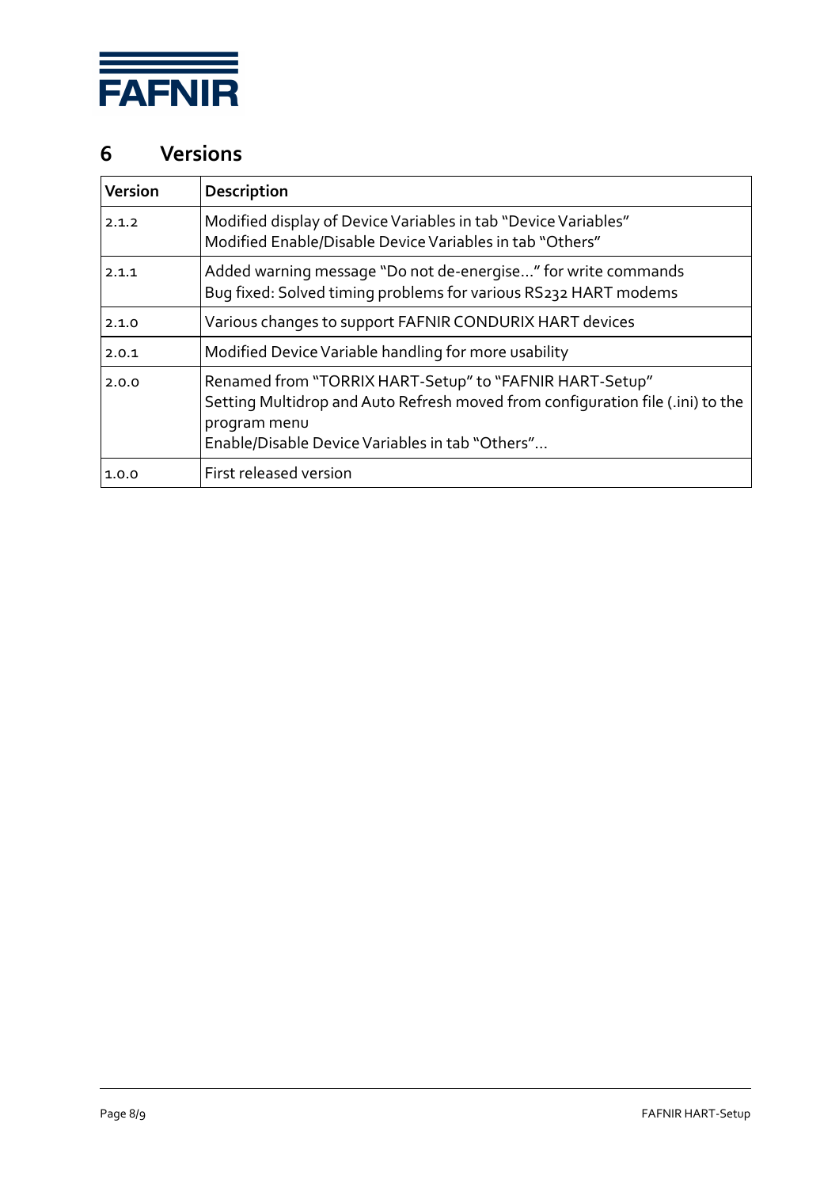# 6 Versions

| Version | Description |
|---|---|
| 2.1.2 | Modified display of Device Variables in tab "Device Variables"<br>Modified Enable/Disable Device Variables in tab "Others" |
| 2.1.1 | Added warning message "Do not de-energise..." for write commands<br>Bug fixed: Solved timing problems for various RS232 HART modems |
| 2.1.0 | Various changes to support FAFNIR CONDURIX HART devices |
| 2.0.1 | Modified Device Variable handling for more usability |
| 2.0.0 | Renamed from "TORRIX HART-Setup" to "FAFNIR HART-Setup"<br>Setting Multidrop and Auto Refresh moved from configuration file (.ini) to the program menu<br>Enable/Disable Device Variables in tab "Others"... |
| 1.0.0 | First released version |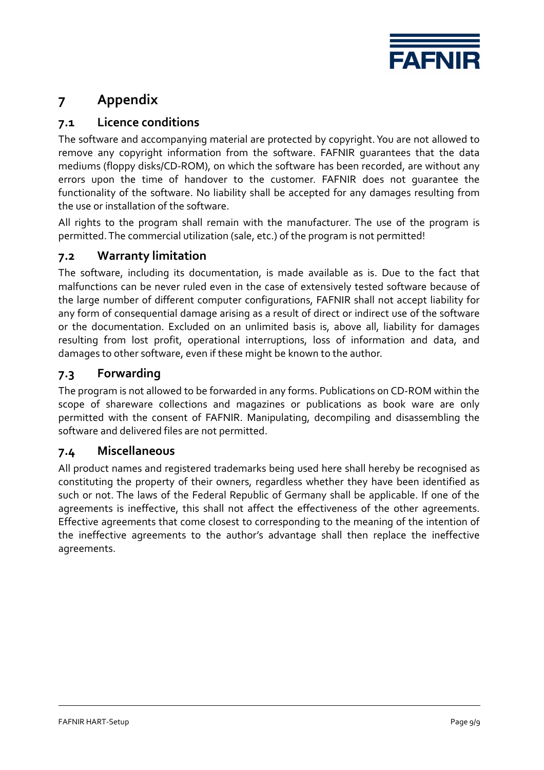# 7 Appendix

## 7.1 Licence conditions

The software and accompanying material are protected by copyright. You are not allowed to remove any copyright information from the software. FAFNIR guarantees that the data mediums (floppy disks/CD-ROM), on which the software has been recorded, are without any errors upon the time of handover to the customer. FAFNIR does not guarantee the functionality of the software. No liability shall be accepted for any damages resulting from the use or installation of the software.

All rights to the program shall remain with the manufacturer. The use of the program is permitted. The commercial utilization (sale, etc.) of the program is not permitted!

## 7.2 Warranty limitation

The software, including its documentation, is made available as is. Due to the fact that malfunctions can be never ruled even in the case of extensively tested software because of the large number of different computer configurations, FAFNIR shall not accept liability for any form of consequential damage arising as a result of direct or indirect use of the software or the documentation. Excluded on an unlimited basis is, above all, liability for damages resulting from lost profit, operational interruptions, loss of information and data, and damages to other software, even if these might be known to the author.

## 7.3 Forwarding

The program is not allowed to be forwarded in any forms. Publications on CD-ROM within the scope of shareware collections and magazines or publications as book ware are only permitted with the consent of FAFNIR. Manipulating, decompiling and disassembling the software and delivered files are not permitted.

## 7.4 Miscellaneous

All product names and registered trademarks being used here shall hereby be recognised as constituting the property of their owners, regardless whether they have been identified as such or not. The laws of the Federal Republic of Germany shall be applicable. If one of the agreements is ineffective, this shall not affect the effectiveness of the other agreements. Effective agreements that come closest to corresponding to the meaning of the intention of the ineffective agreements to the author's advantage shall then replace the ineffective agreements.